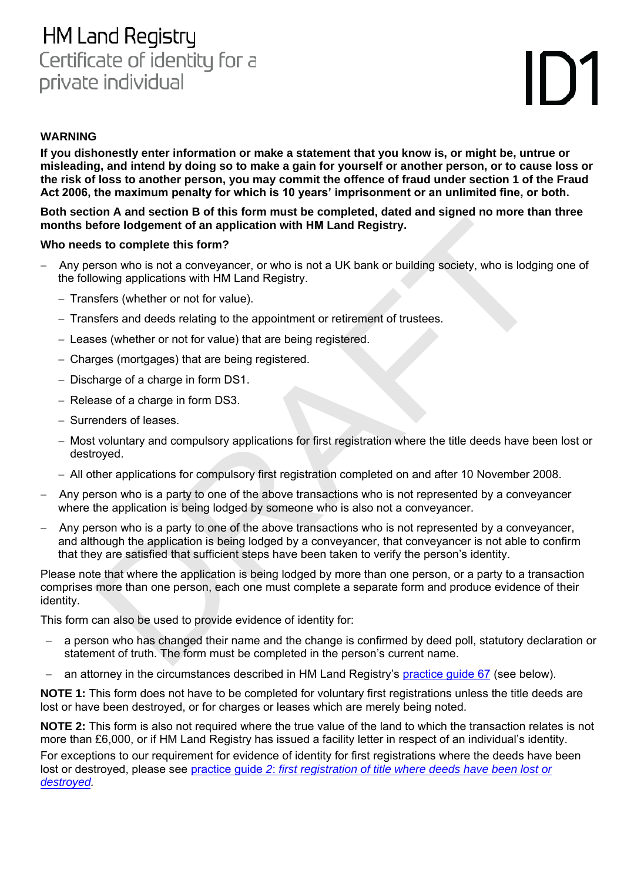# HM Land Registry

## Certificate of identity for a private individual

# ID1

**WARNING**

**If you dishonestly enter information or make a statement that you know is, or might be, untrue or misleading, and intend by doing so to make a gain for yourself or another person, or to cause loss or the risk of loss to another person, you may commit the offence of fraud under section 1 of the Fraud Act 2006, the maximum penalty for which is 10 years' imprisonment or an unlimited fine, or both.**

**Both section A and section B of this form must be completed, dated and signed no more than three months before lodgement of an application with HM Land Registry.**

**Who needs to complete this form?**

- Any person who is not a conveyancer, or who is not a UK bank or building society, who is lodging one of the following applications with HM Land Registry.
  - Transfers (whether or not for value).
  - Transfers and deeds relating to the appointment or retirement of trustees.
  - Leases (whether or not for value) that are being registered.
  - Charges (mortgages) that are being registered.
  - Discharge of a charge in form DS1.
  - Release of a charge in form DS3.
  - Surrenders of leases.
  - Most voluntary and compulsory applications for first registration where the title deeds have been lost or destroyed.
  - All other applications for compulsory first registration completed on and after 10 November 2008.
- Any person who is a party to one of the above transactions who is not represented by a conveyancer where the application is being lodged by someone who is also not a conveyancer.
- Any person who is a party to one of the above transactions who is not represented by a conveyancer, and although the application is being lodged by a conveyancer, that conveyancer is not able to confirm that they are satisfied that sufficient steps have been taken to verify the person's identity.

Please note that where the application is being lodged by more than one person, or a party to a transaction comprises more than one person, each one must complete a separate form and produce evidence of their identity.

This form can also be used to provide evidence of identity for:

- a person who has changed their name and the change is confirmed by deed poll, statutory declaration or statement of truth. The form must be completed in the person's current name.
- an attorney in the circumstances described in HM Land Registry's practice guide 67 (see below).

**NOTE 1:** This form does not have to be completed for voluntary first registrations unless the title deeds are lost or have been destroyed, or for charges or leases which are merely being noted.

**NOTE 2:** This form is also not required where the true value of the land to which the transaction relates is not more than £6,000, or if HM Land Registry has issued a facility letter in respect of an individual's identity.

For exceptions to our requirement for evidence of identity for first registrations where the deeds have been lost or destroyed, please see practice guide 2: *first registration of title where deeds have been lost or destroyed.*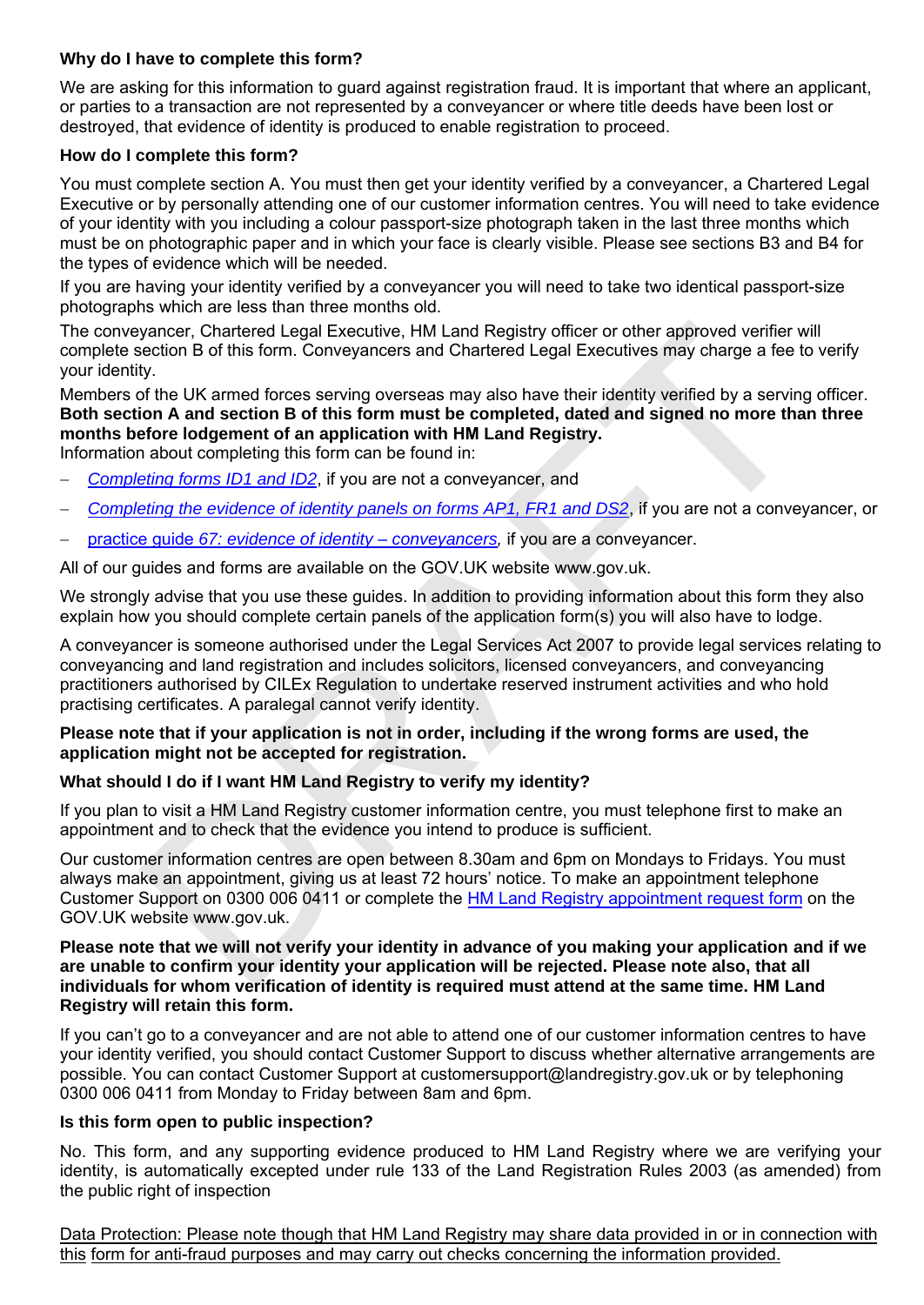**Why do I have to complete this form?**

We are asking for this information to guard against registration fraud. It is important that where an applicant, or parties to a transaction are not represented by a conveyancer or where title deeds have been lost or destroyed, that evidence of identity is produced to enable registration to proceed.

**How do I complete this form?**

You must complete section A. You must then get your identity verified by a conveyancer, a Chartered Legal Executive or by personally attending one of our customer information centres. You will need to take evidence of your identity with you including a colour passport-size photograph taken in the last three months which must be on photographic paper and in which your face is clearly visible. Please see sections B3 and B4 for the types of evidence which will be needed.

If you are having your identity verified by a conveyancer you will need to take two identical passport-size photographs which are less than three months old.

The conveyancer, Chartered Legal Executive, HM Land Registry officer or other approved verifier will complete section B of this form. Conveyancers and Chartered Legal Executives may charge a fee to verify your identity.

Members of the UK armed forces serving overseas may also have their identity verified by a serving officer. **Both section A and section B of this form must be completed, dated and signed no more than three months before lodgement of an application with HM Land Registry.**

Information about completing this form can be found in:

- *Completing forms ID1 and ID2*, if you are not a conveyancer, and
- *Completing the evidence of identity panels on forms AP1, FR1 and DS2*, if you are not a conveyancer, or
- practice guide *67: evidence of identity – conveyancers*, if you are a conveyancer.

All of our guides and forms are available on the GOV.UK website www.gov.uk.

We strongly advise that you use these guides. In addition to providing information about this form they also explain how you should complete certain panels of the application form(s) you will also have to lodge.

A conveyancer is someone authorised under the Legal Services Act 2007 to provide legal services relating to conveyancing and land registration and includes solicitors, licensed conveyancers, and conveyancing practitioners authorised by CILEx Regulation to undertake reserved instrument activities and who hold practising certificates. A paralegal cannot verify identity.

**Please note that if your application is not in order, including if the wrong forms are used, the application might not be accepted for registration.**

**What should I do if I want HM Land Registry to verify my identity?**

If you plan to visit a HM Land Registry customer information centre, you must telephone first to make an appointment and to check that the evidence you intend to produce is sufficient.

Our customer information centres are open between 8.30am and 6pm on Mondays to Fridays. You must always make an appointment, giving us at least 72 hours' notice. To make an appointment telephone Customer Support on 0300 006 0411 or complete the HM Land Registry appointment request form on the GOV.UK website www.gov.uk.

**Please note that we will not verify your identity in advance of you making your application and if we are unable to confirm your identity your application will be rejected. Please note also, that all individuals for whom verification of identity is required must attend at the same time. HM Land Registry will retain this form.**

If you can't go to a conveyancer and are not able to attend one of our customer information centres to have your identity verified, you should contact Customer Support to discuss whether alternative arrangements are possible. You can contact Customer Support at customersupport@landregistry.gov.uk or by telephoning 0300 006 0411 from Monday to Friday between 8am and 6pm.

**Is this form open to public inspection?**

No. This form, and any supporting evidence produced to HM Land Registry where we are verifying your identity, is automatically excepted under rule 133 of the Land Registration Rules 2003 (as amended) from the public right of inspection

Data Protection: Please note though that HM Land Registry may share data provided in or in connection with this form for anti-fraud purposes and may carry out checks concerning the information provided.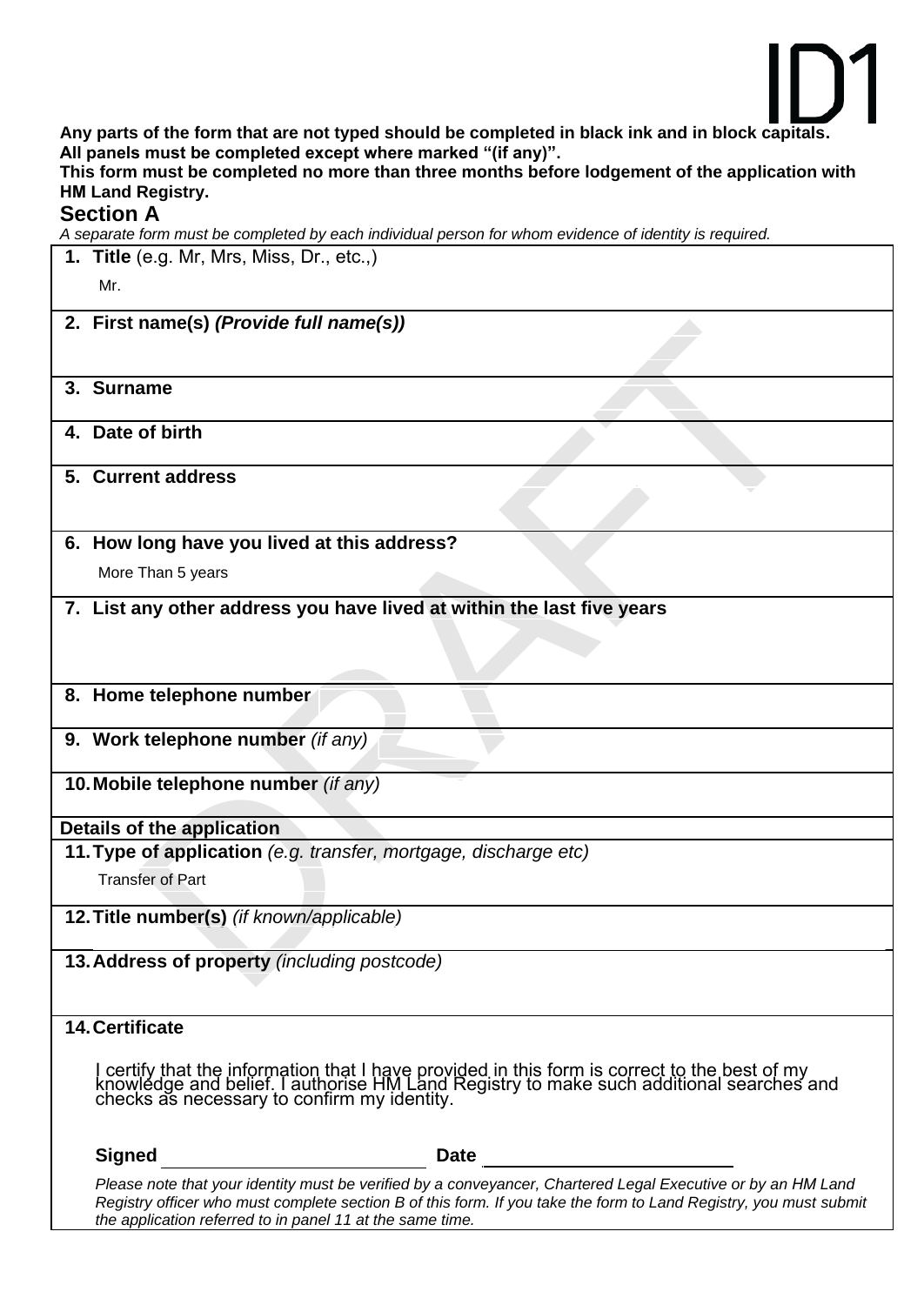ID1

**Any parts of the form that are not typed should be completed in black ink and in block capitals.**
**All panels must be completed except where marked "(if any)".**
**This form must be completed no more than three months before lodgement of the application with HM Land Registry.**

## Section A

*A separate form must be completed by each individual person for whom evidence of identity is required.*

**1. Title** (e.g. Mr, Mrs, Miss, Dr., etc.,)

Mr.

**2. First name(s)** ***(Provide full name(s))***

**3. Surname**

**4. Date of birth**

**5. Current address**

**6. How long have you lived at this address?**

More Than 5 years

**7. List any other address you have lived at within the last five years**

**8. Home telephone number**

**9. Work telephone number** *(if any)*

**10. Mobile telephone number** *(if any)*

**Details of the application**

**11. Type of application** *(e.g. transfer, mortgage, discharge etc)*

Transfer of Part

**12. Title number(s)** *(if known/applicable)*

**13. Address of property** *(including postcode)*

**14. Certificate**

I certify that the information that I have provided in this form is correct to the best of my knowledge and belief. I authorise HM Land Registry to make such additional searches and checks as necessary to confirm my identity.

**Signed** ____________________ **Date** ____________________

*Please note that your identity must be verified by a conveyancer, Chartered Legal Executive or by an HM Land Registry officer who must complete section B of this form. If you take the form to Land Registry, you must submit the application referred to in panel 11 at the same time.*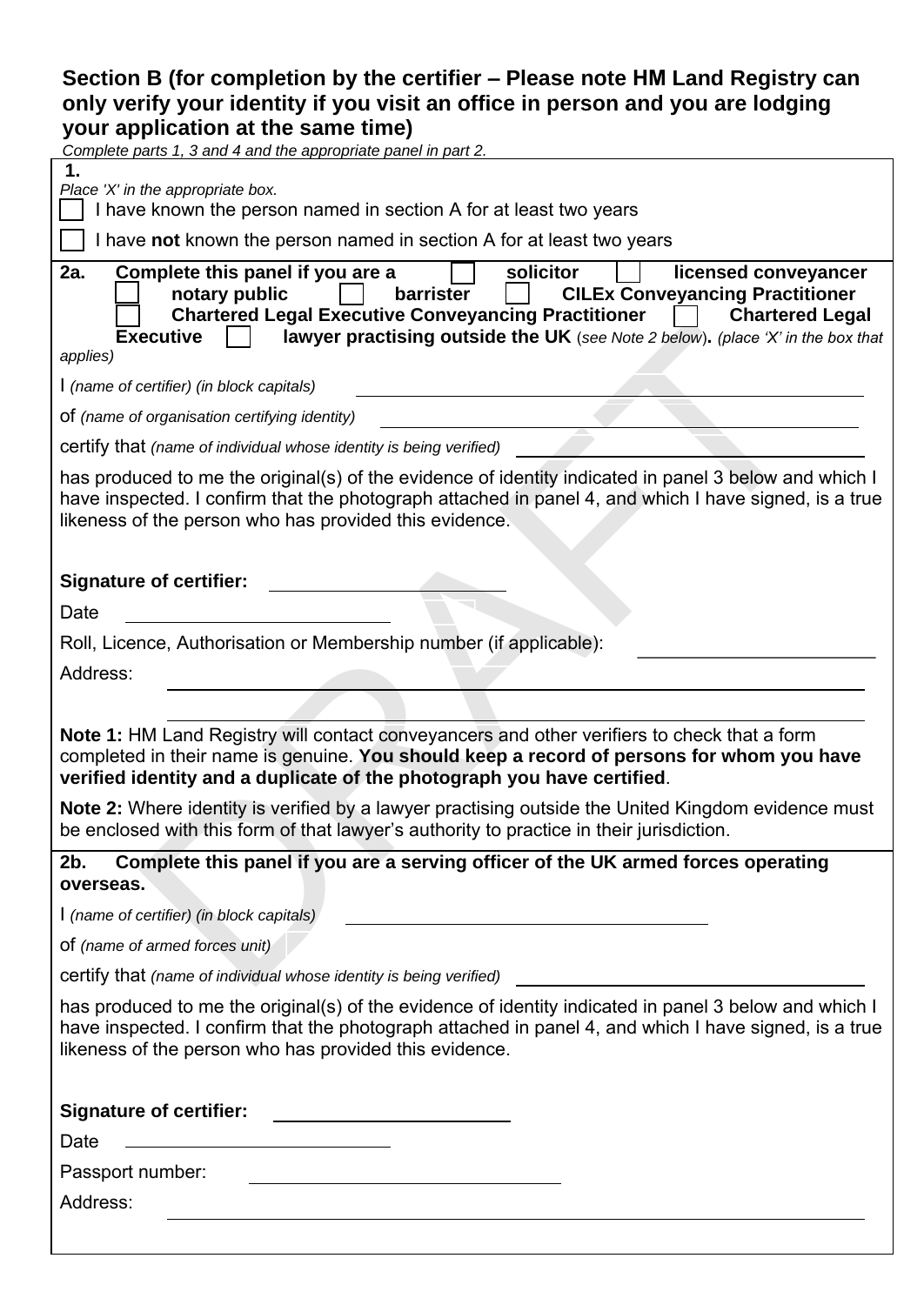## Section B (for completion by the certifier – Please note HM Land Registry can only verify your identity if you visit an office in person and you are lodging your application at the same time)

*Complete parts 1, 3 and 4 and the appropriate panel in part 2.*

**1.**

*Place 'X' in the appropriate box.*

☐ I have known the person named in section A for at least two years

☐ I have **not** known the person named in section A for at least two years

**2a. Complete this panel if you are a** ☐ **solicitor** ☐ **licensed conveyancer** ☐ **notary public** ☐ **barrister** ☐ **CILEx Conveyancing Practitioner** ☐ **Chartered Legal Executive Conveyancing Practitioner** ☐ **Chartered Legal Executive** ☐ **lawyer practising outside the UK** (*see Note 2 below*). *(place 'X' in the box that applies)*

I *(name of certifier) (in block capitals)* \_\_\_\_\_\_\_\_\_\_\_\_\_\_\_\_\_\_\_\_

of *(name of organisation certifying identity)* \_\_\_\_\_\_\_\_\_\_\_\_\_\_\_\_\_\_\_\_

certify that *(name of individual whose identity is being verified)* \_\_\_\_\_\_\_\_\_\_\_\_\_\_\_\_\_\_\_\_

has produced to me the original(s) of the evidence of identity indicated in panel 3 below and which I have inspected. I confirm that the photograph attached in panel 4, and which I have signed, is a true likeness of the person who has provided this evidence.

**Signature of certifier:** \_\_\_\_\_\_\_\_\_\_\_\_\_\_\_\_\_\_\_\_

Date \_\_\_\_\_\_\_\_\_\_\_\_\_\_\_\_\_\_\_\_

Roll, Licence, Authorisation or Membership number (if applicable): \_\_\_\_\_\_\_\_\_\_\_\_\_\_\_\_\_\_\_\_

Address: \_\_\_\_\_\_\_\_\_\_\_\_\_\_\_\_\_\_\_\_

**Note 1:** HM Land Registry will contact conveyancers and other verifiers to check that a form completed in their name is genuine. **You should keep a record of persons for whom you have verified identity and a duplicate of the photograph you have certified**.

**Note 2:** Where identity is verified by a lawyer practising outside the United Kingdom evidence must be enclosed with this form of that lawyer's authority to practice in their jurisdiction.

**2b. Complete this panel if you are a serving officer of the UK armed forces operating overseas.**

I *(name of certifier) (in block capitals)* \_\_\_\_\_\_\_\_\_\_\_\_\_\_\_\_\_\_\_\_

of *(name of armed forces unit)*

certify that *(name of individual whose identity is being verified)* \_\_\_\_\_\_\_\_\_\_\_\_\_\_\_\_\_\_\_\_

has produced to me the original(s) of the evidence of identity indicated in panel 3 below and which I have inspected. I confirm that the photograph attached in panel 4, and which I have signed, is a true likeness of the person who has provided this evidence.

**Signature of certifier:** \_\_\_\_\_\_\_\_\_\_\_\_\_\_\_\_\_\_\_\_

Date \_\_\_\_\_\_\_\_\_\_\_\_\_\_\_\_\_\_\_\_

Passport number: \_\_\_\_\_\_\_\_\_\_\_\_\_\_\_\_\_\_\_\_

Address: \_\_\_\_\_\_\_\_\_\_\_\_\_\_\_\_\_\_\_\_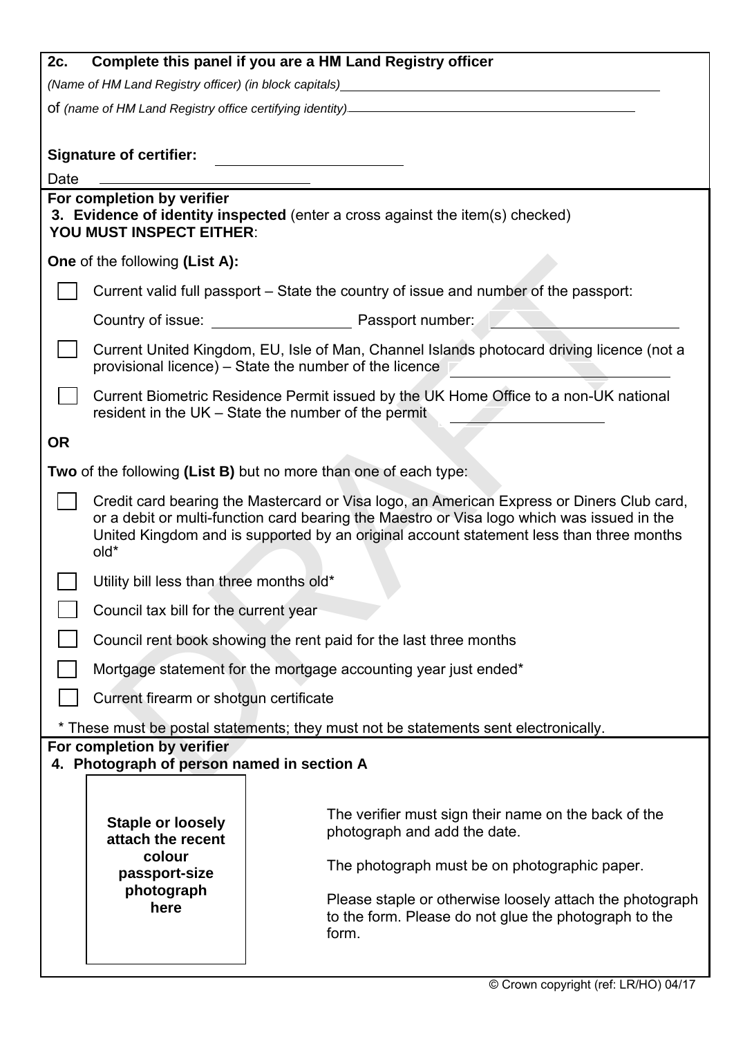**2c. Complete this panel if you are a HM Land Registry officer**

*(Name of HM Land Registry officer) (in block capitals)* ____________________

of *(name of HM Land Registry office certifying identity)* ____________________

**Signature of certifier:** ____________________

Date ____________________

**For completion by verifier**

**3. Evidence of identity inspected** (enter a cross against the item(s) checked)

**YOU MUST INSPECT EITHER**:

**One** of the following **(List A):**

- ☐ Current valid full passport – State the country of issue and number of the passport:

  Country of issue: ____________________ Passport number: ____________________

- ☐ Current United Kingdom, EU, Isle of Man, Channel Islands photocard driving licence (not a provisional licence) – State the number of the licence ____________________

- ☐ Current Biometric Residence Permit issued by the UK Home Office to a non-UK national resident in the UK – State the number of the permit ____________________

**OR**

**Two** of the following **(List B)** but no more than one of each type:

- ☐ Credit card bearing the Mastercard or Visa logo, an American Express or Diners Club card, or a debit or multi-function card bearing the Maestro or Visa logo which was issued in the United Kingdom and is supported by an original account statement less than three months old*
- ☐ Utility bill less than three months old*
- ☐ Council tax bill for the current year
- ☐ Council rent book showing the rent paid for the last three months
- ☐ Mortgage statement for the mortgage accounting year just ended*
- ☐ Current firearm or shotgun certificate

\* These must be postal statements; they must not be statements sent electronically.

**For completion by verifier**

**4. Photograph of person named in section A**

**Staple or loosely attach the recent colour passport-size photograph here**

The verifier must sign their name on the back of the photograph and add the date.

The photograph must be on photographic paper.

Please staple or otherwise loosely attach the photograph to the form. Please do not glue the photograph to the form.

© Crown copyright (ref: LR/HO) 04/17